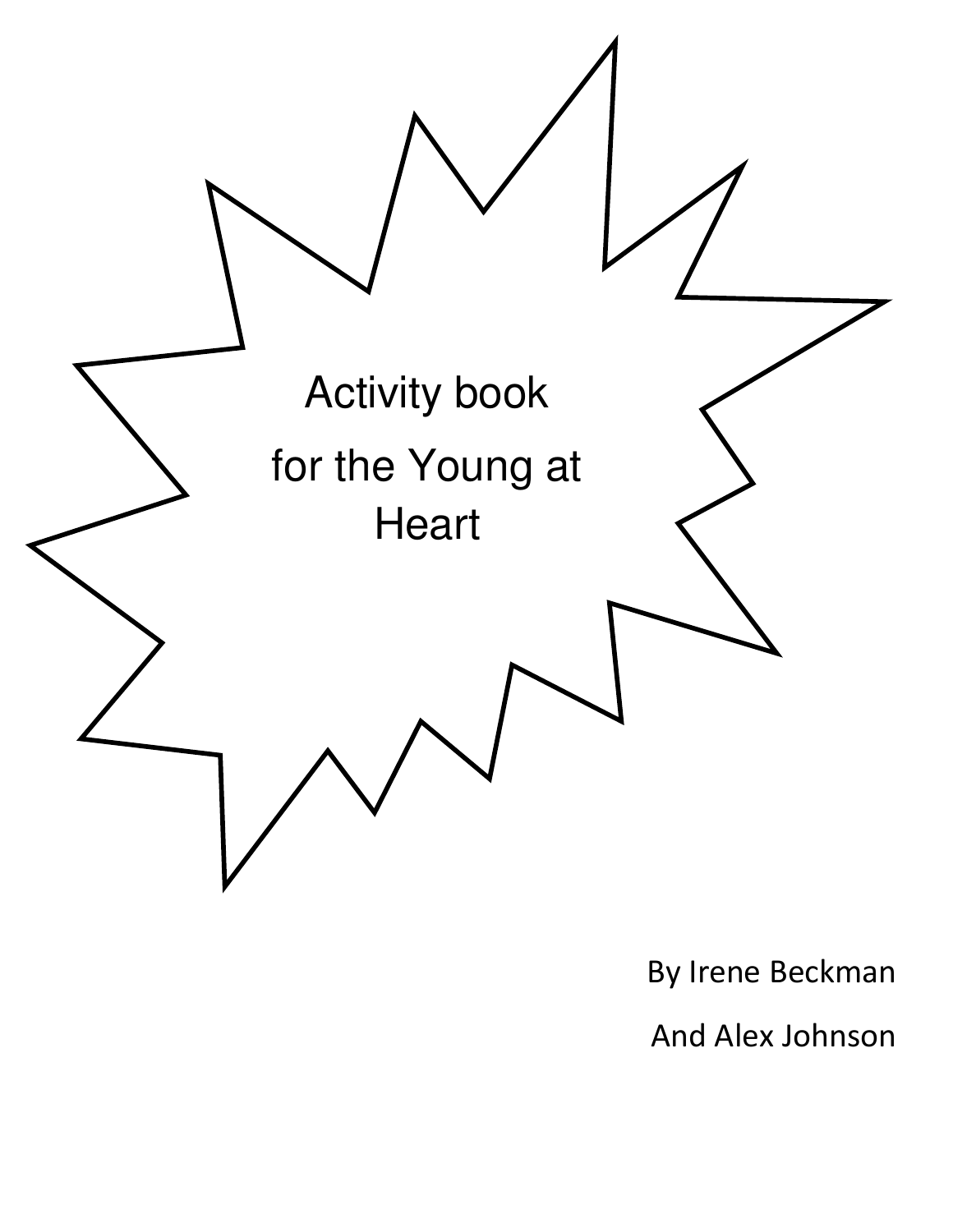# Activity book for the Young at Heart

By Irene Beckman

And Alex Johnson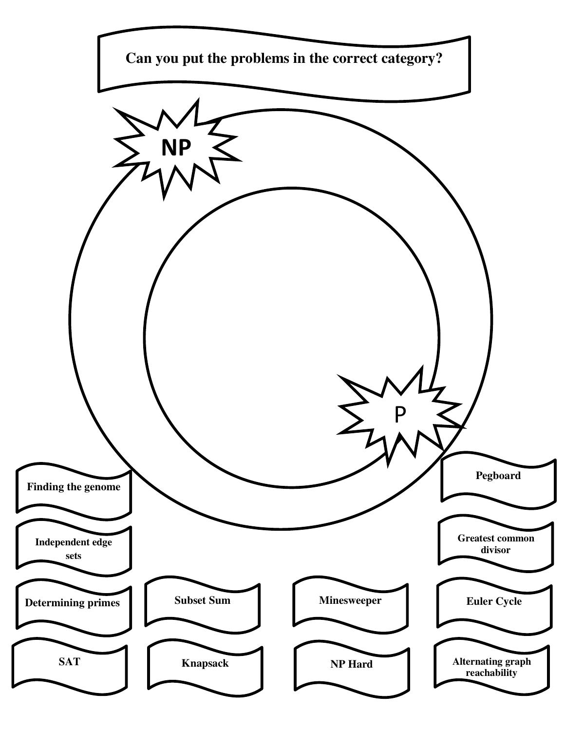# Can you put the problems in the correct category?

**NP**

P

- Finding the genome
- Independent edge sets
- Determining primes
- SAT
- Subset Sum
- Knapsack
- Minesweeper
- NP Hard
- Pegboard
- Greatest common divisor
- Euler Cycle
- Alternating graph reachability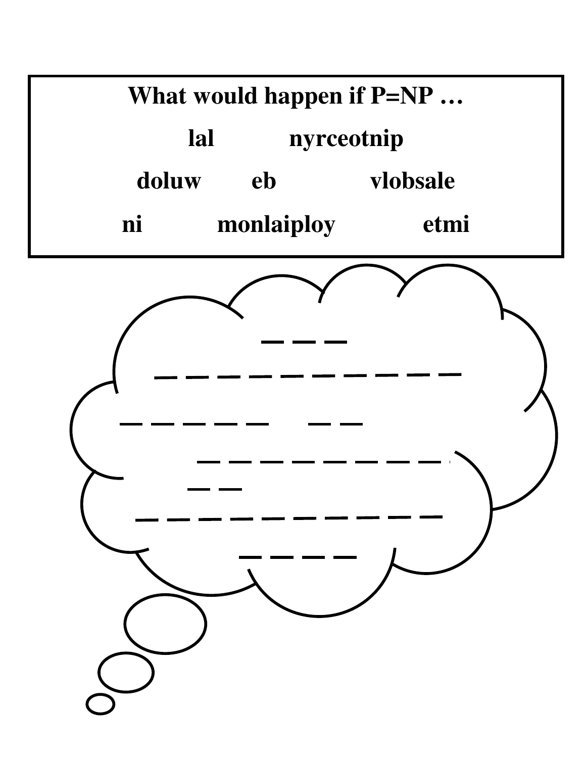**What would happen if P=NP …**

**lal nyrceotnip**

**doluw eb vlobsale**

**ni monlaiploy etmi**

_ _ _

_ _ _ _ _ _ _ _ _ _

_ _ _ _ _ _ _ _

_ _ _ _ _ _ _ _

_ _

_ _ _ _ _ _ _ _ _ _

_ _ _ _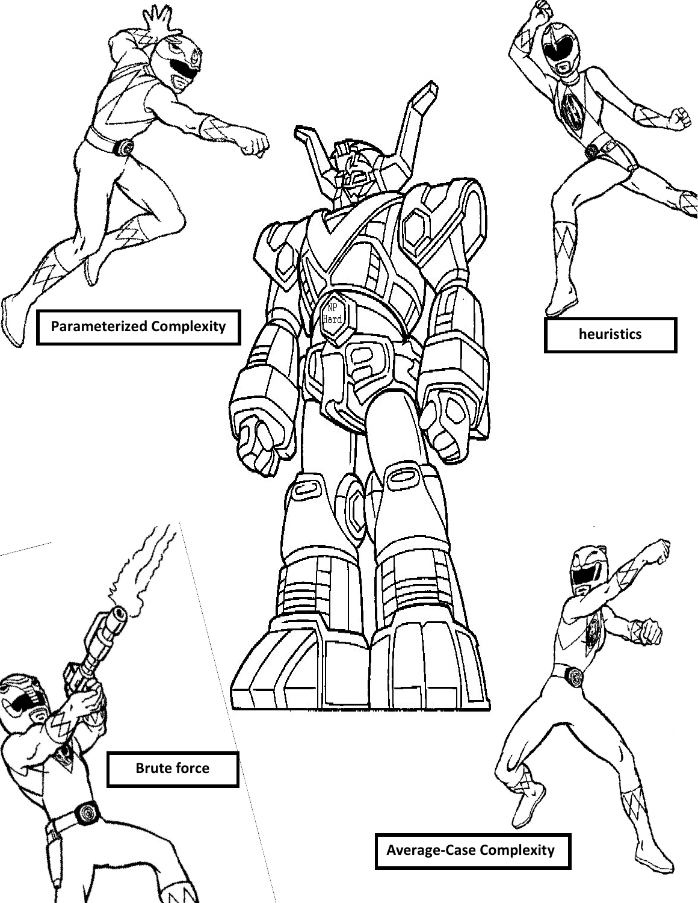NP Hard

Parameterized Complexity

heuristics

Brute force

Average-Case Complexity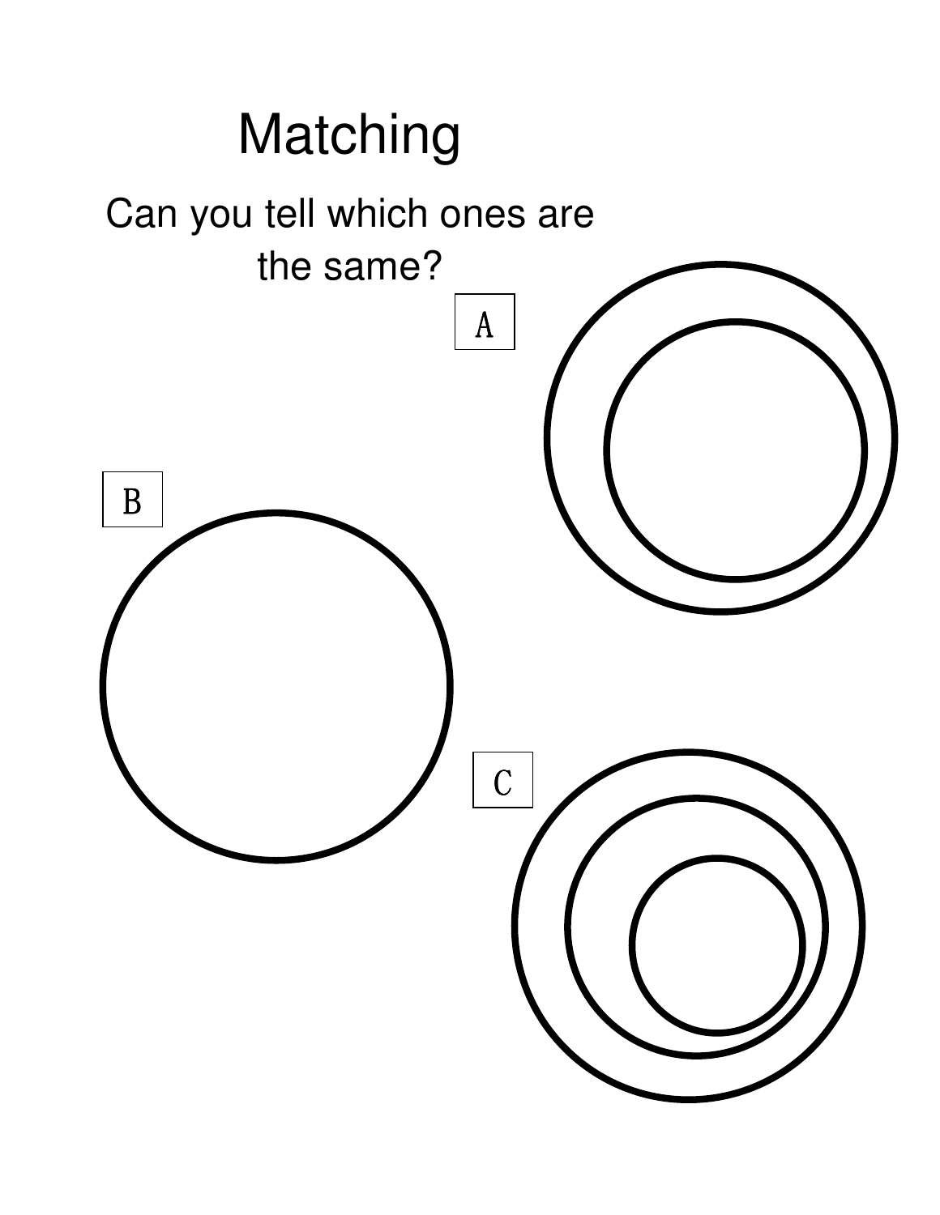# Matching

Can you tell which ones are the same?

A

B

C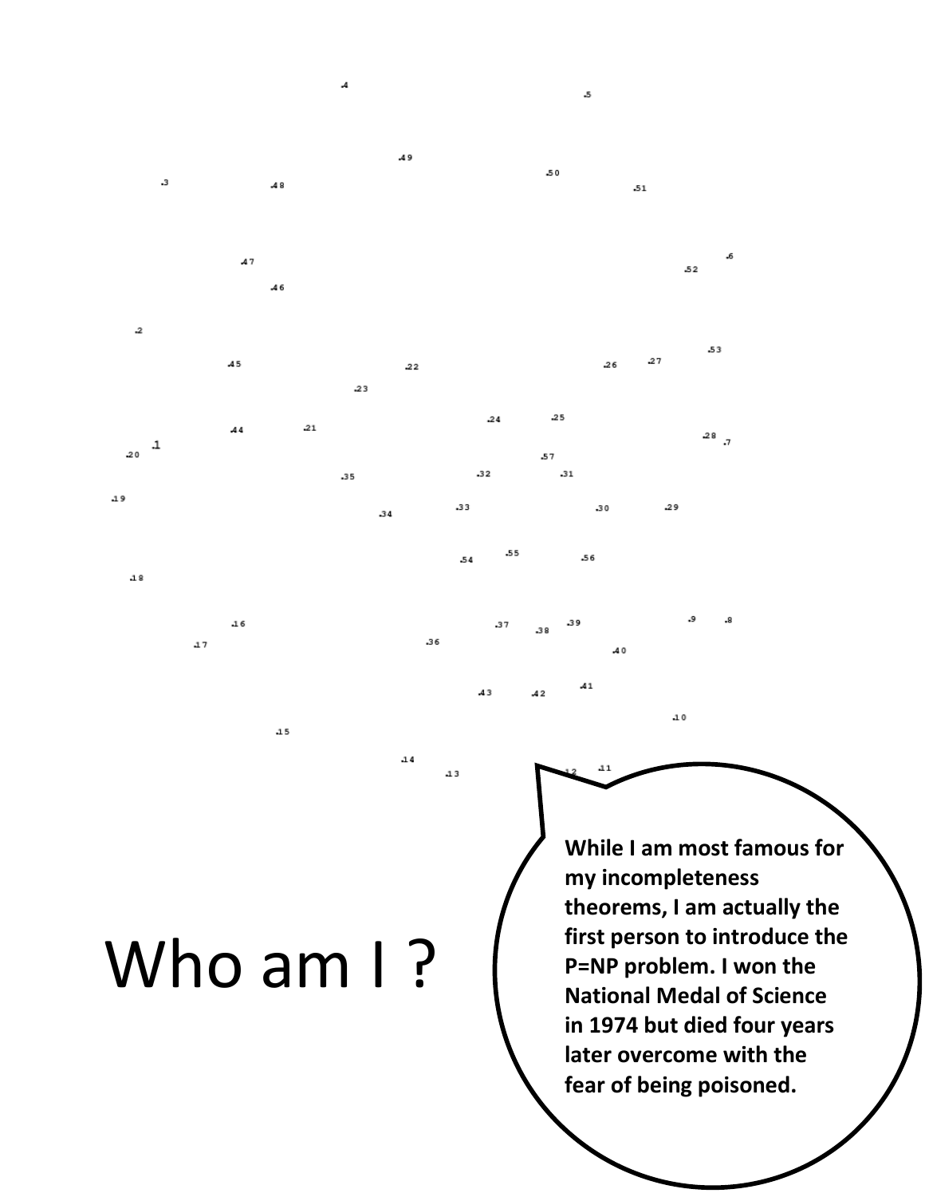Who am I ?

**While I am most famous for my incompleteness theorems, I am actually the first person to introduce the P=NP problem. I won the National Medal of Science in 1974 but died four years later overcome with the fear of being poisoned.**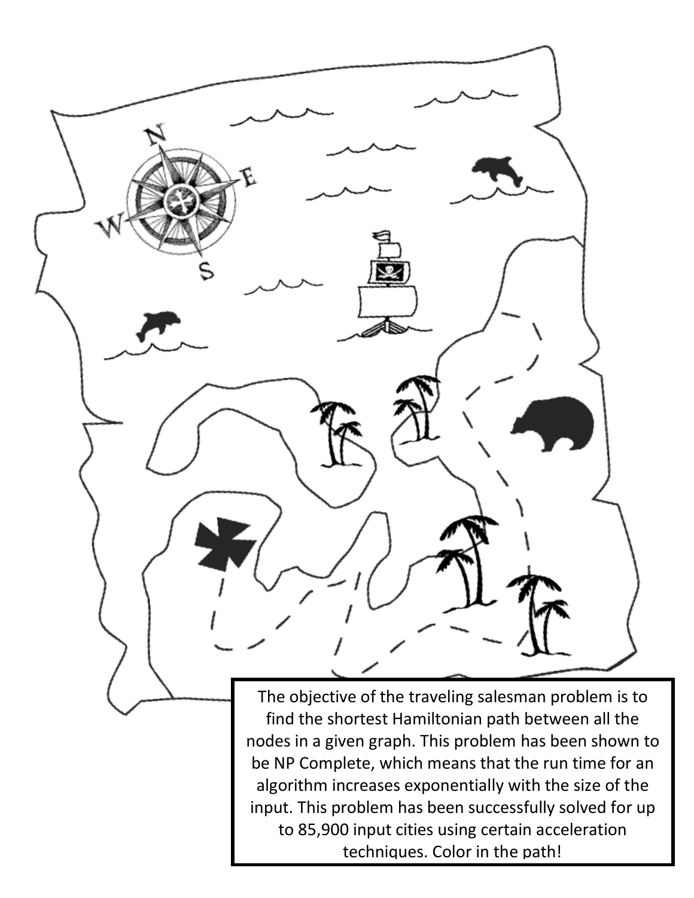The objective of the traveling salesman problem is to find the shortest Hamiltonian path between all the nodes in a given graph. This problem has been shown to be NP Complete, which means that the run time for an algorithm increases exponentially with the size of the input. This problem has been successfully solved for up to 85,900 input cities using certain acceleration techniques. Color in the path!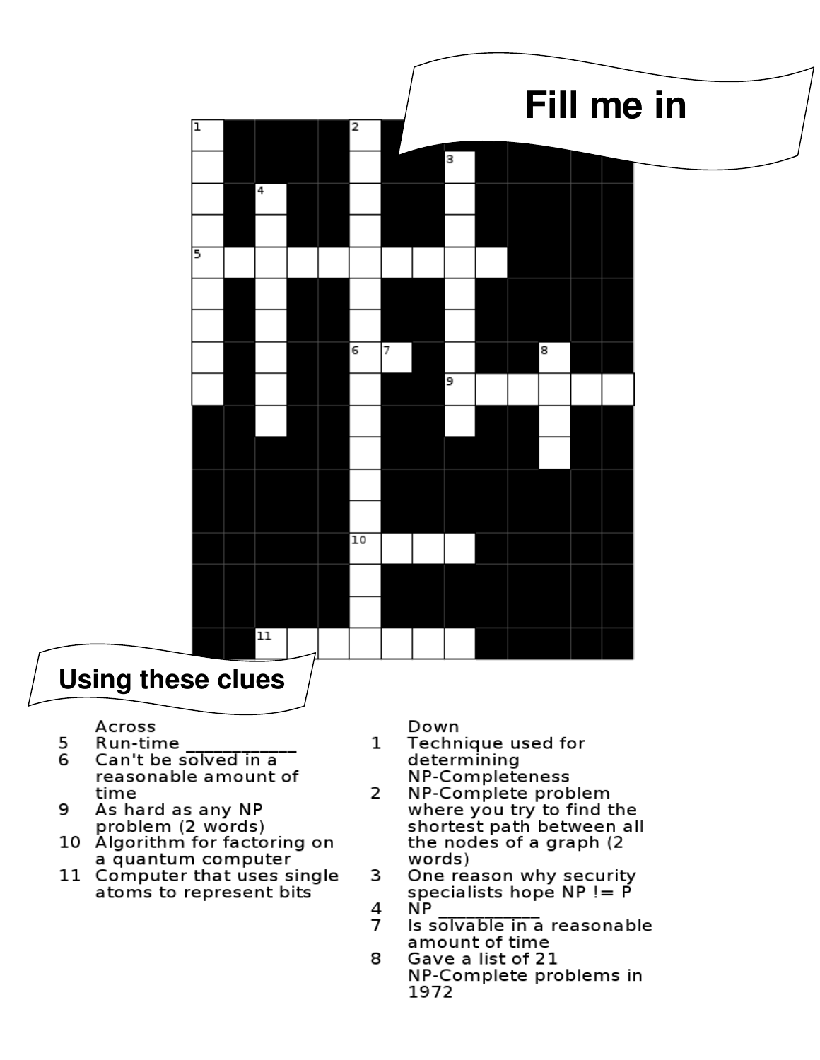# Fill me in

## Using these clues

**Across**

5 Run-time ____________

6 Can't be solved in a reasonable amount of time

9 As hard as any NP problem (2 words)

10 Algorithm for factoring on a quantum computer

11 Computer that uses single atoms to represent bits

**Down**

1 Technique used for determining NP-Completeness

2 NP-Complete problem where you try to find the shortest path between all the nodes of a graph (2 words)

3 One reason why security specialists hope NP != P

4 NP ___________

7 Is solvable in a reasonable amount of time

8 Gave a list of 21 NP-Complete problems in 1972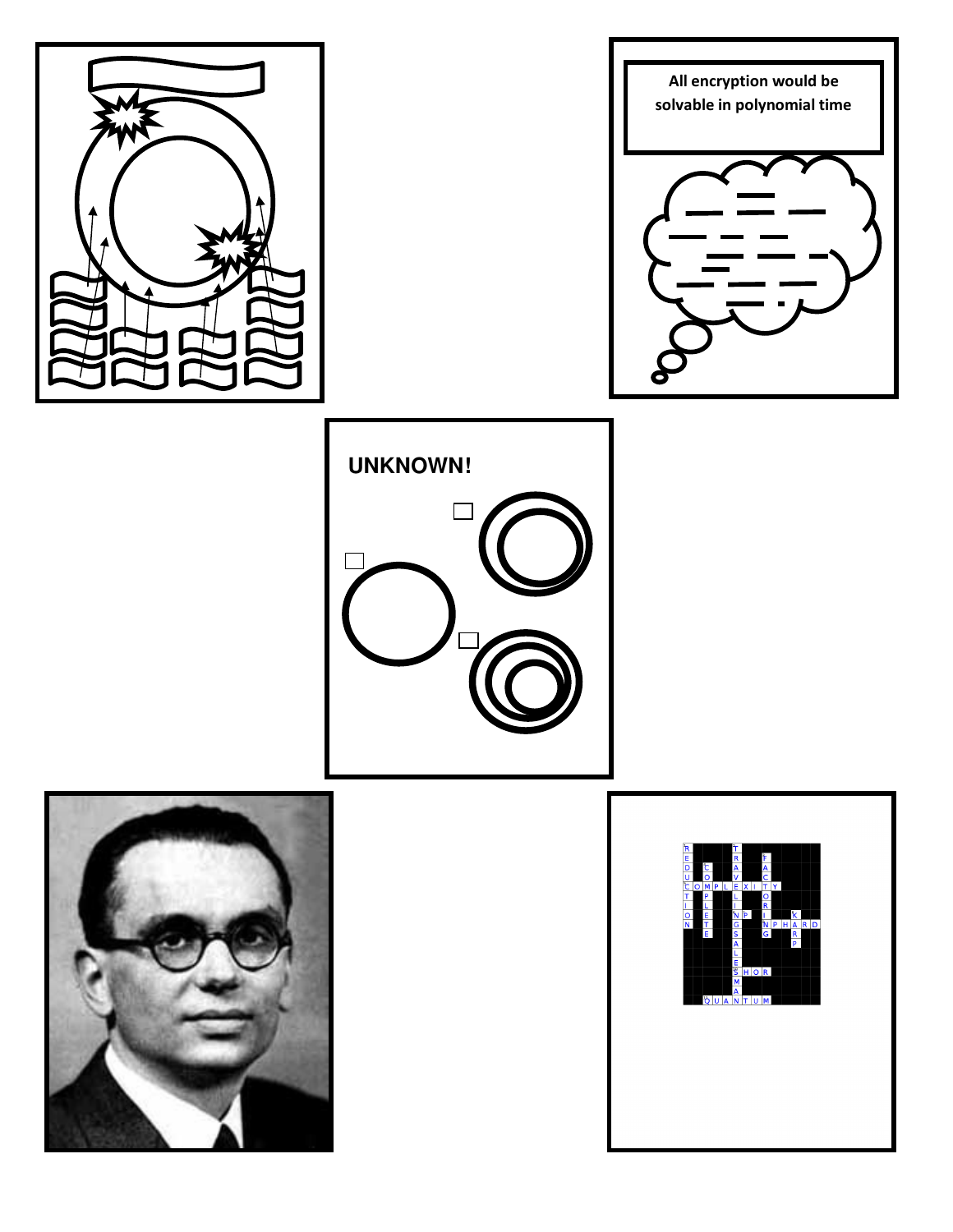All encryption would be solvable in polynomial time

UNKNOWN!